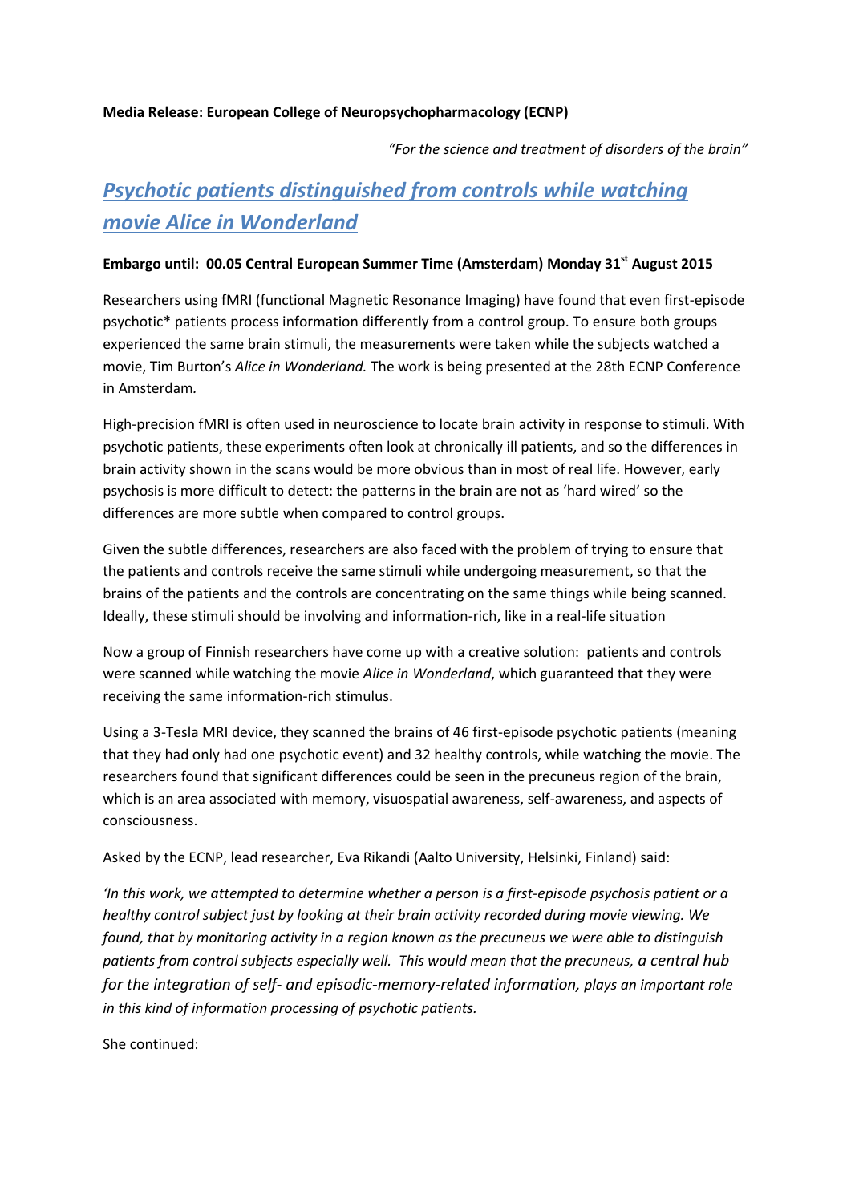**Media Release: European College of Neuropsychopharmacology (ECNP)**

*"For the science and treatment of disorders of the brain"*

# *Psychotic patients distinguished from controls while watching movie Alice in Wonderland*

**Embargo until: 00.05 Central European Summer Time (Amsterdam) Monday 31st August 2015**

Researchers using fMRI (functional Magnetic Resonance Imaging) have found that even first-episode psychotic* patients process information differently from a control group. To ensure both groups experienced the same brain stimuli, the measurements were taken while the subjects watched a movie, Tim Burton's *Alice in Wonderland.* The work is being presented at the 28th ECNP Conference in Amsterdam.

High-precision fMRI is often used in neuroscience to locate brain activity in response to stimuli. With psychotic patients, these experiments often look at chronically ill patients, and so the differences in brain activity shown in the scans would be more obvious than in most of real life. However, early psychosis is more difficult to detect: the patterns in the brain are not as 'hard wired' so the differences are more subtle when compared to control groups.

Given the subtle differences, researchers are also faced with the problem of trying to ensure that the patients and controls receive the same stimuli while undergoing measurement, so that the brains of the patients and the controls are concentrating on the same things while being scanned. Ideally, these stimuli should be involving and information-rich, like in a real-life situation

Now a group of Finnish researchers have come up with a creative solution: patients and controls were scanned while watching the movie *Alice in Wonderland*, which guaranteed that they were receiving the same information-rich stimulus.

Using a 3-Tesla MRI device, they scanned the brains of 46 first-episode psychotic patients (meaning that they had only had one psychotic event) and 32 healthy controls, while watching the movie. The researchers found that significant differences could be seen in the precuneus region of the brain, which is an area associated with memory, visuospatial awareness, self-awareness, and aspects of consciousness.

Asked by the ECNP, lead researcher, Eva Rikandi (Aalto University, Helsinki, Finland) said:

*'In this work, we attempted to determine whether a person is a first-episode psychosis patient or a healthy control subject just by looking at their brain activity recorded during movie viewing. We found, that by monitoring activity in a region known as the precuneus we were able to distinguish patients from control subjects especially well. This would mean that the precuneus, a central hub for the integration of self- and episodic-memory-related information, plays an important role in this kind of information processing of psychotic patients.*

She continued: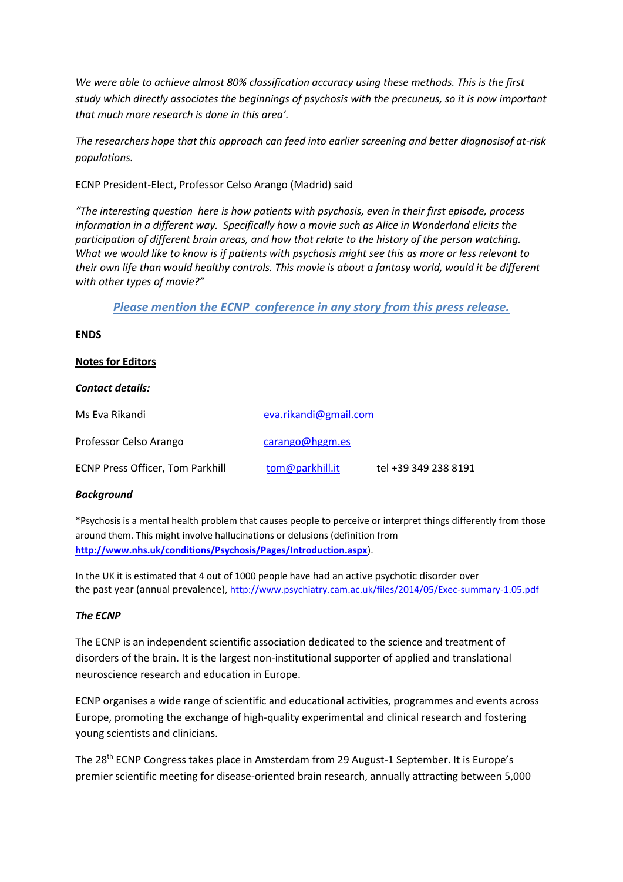*We were able to achieve almost 80% classification accuracy using these methods. This is the first study which directly associates the beginnings of psychosis with the precuneus, so it is now important that much more research is done in this area'.*

*The researchers hope that this approach can feed into earlier screening and better diagnosisof at-risk populations.*

ECNP President-Elect, Professor Celso Arango (Madrid) said

*"The interesting question here is how patients with psychosis, even in their first episode, process information in a different way. Specifically how a movie such as Alice in Wonderland elicits the participation of different brain areas, and how that relate to the history of the person watching. What we would like to know is if patients with psychosis might see this as more or less relevant to their own life than would healthy controls. This movie is about a fantasy world, would it be different with other types of movie?"*

***Please mention the ECNP conference in any story from this press release.***

**ENDS**

**Notes for Editors**

***Contact details:***

| | | |
|---|---|---|
| Ms Eva Rikandi | eva.rikandi@gmail.com | |
| Professor Celso Arango | carango@hggm.es | |
| ECNP Press Officer, Tom Parkhill | tom@parkhill.it | tel +39 349 238 8191 |

***Background***

*Psychosis is a mental health problem that causes people to perceive or interpret things differently from those around them. This might involve hallucinations or delusions (definition from **http://www.nhs.uk/conditions/Psychosis/Pages/Introduction.aspx**).

In the UK it is estimated that 4 out of 1000 people have had an active psychotic disorder over the past year (annual prevalence), http://www.psychiatry.cam.ac.uk/files/2014/05/Exec-summary-1.05.pdf

***The ECNP***

The ECNP is an independent scientific association dedicated to the science and treatment of disorders of the brain. It is the largest non-institutional supporter of applied and translational neuroscience research and education in Europe.

ECNP organises a wide range of scientific and educational activities, programmes and events across Europe, promoting the exchange of high-quality experimental and clinical research and fostering young scientists and clinicians.

The 28th ECNP Congress takes place in Amsterdam from 29 August-1 September. It is Europe's premier scientific meeting for disease-oriented brain research, annually attracting between 5,000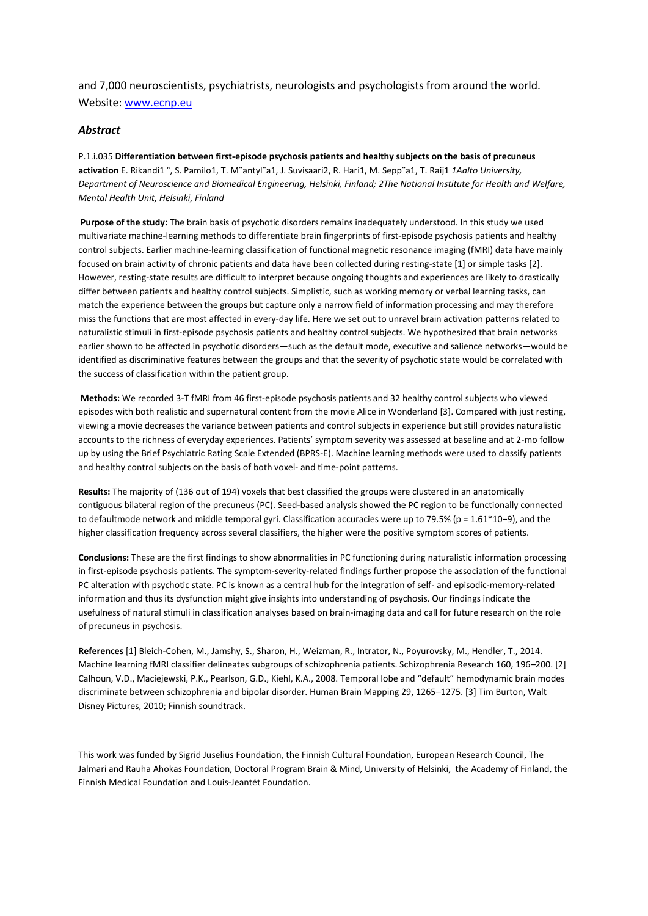and 7,000 neuroscientists, psychiatrists, neurologists and psychologists from around the world. Website: www.ecnp.eu

### *Abstract*

P.1.i.035 **Differentiation between first-episode psychosis patients and healthy subjects on the basis of precuneus activation** E. Rikandi1 °, S. Pamilo1, T. M¨antyl¨a1, J. Suvisaari2, R. Hari1, M. Sepp¨a1, T. Raij1 *1Aalto University, Department of Neuroscience and Biomedical Engineering, Helsinki, Finland; 2The National Institute for Health and Welfare, Mental Health Unit, Helsinki, Finland*

**Purpose of the study:** The brain basis of psychotic disorders remains inadequately understood. In this study we used multivariate machine-learning methods to differentiate brain fingerprints of first-episode psychosis patients and healthy control subjects. Earlier machine-learning classification of functional magnetic resonance imaging (fMRI) data have mainly focused on brain activity of chronic patients and data have been collected during resting-state [1] or simple tasks [2]. However, resting-state results are difficult to interpret because ongoing thoughts and experiences are likely to drastically differ between patients and healthy control subjects. Simplistic, such as working memory or verbal learning tasks, can match the experience between the groups but capture only a narrow field of information processing and may therefore miss the functions that are most affected in every-day life. Here we set out to unravel brain activation patterns related to naturalistic stimuli in first-episode psychosis patients and healthy control subjects. We hypothesized that brain networks earlier shown to be affected in psychotic disorders—such as the default mode, executive and salience networks—would be identified as discriminative features between the groups and that the severity of psychotic state would be correlated with the success of classification within the patient group.

**Methods:** We recorded 3-T fMRI from 46 first-episode psychosis patients and 32 healthy control subjects who viewed episodes with both realistic and supernatural content from the movie Alice in Wonderland [3]. Compared with just resting, viewing a movie decreases the variance between patients and control subjects in experience but still provides naturalistic accounts to the richness of everyday experiences. Patients' symptom severity was assessed at baseline and at 2-mo follow up by using the Brief Psychiatric Rating Scale Extended (BPRS-E). Machine learning methods were used to classify patients and healthy control subjects on the basis of both voxel- and time-point patterns.

**Results:** The majority of (136 out of 194) voxels that best classified the groups were clustered in an anatomically contiguous bilateral region of the precuneus (PC). Seed-based analysis showed the PC region to be functionally connected to defaultmode network and middle temporal gyri. Classification accuracies were up to 79.5% ($p = 1.61*10^{-9}$), and the higher classification frequency across several classifiers, the higher were the positive symptom scores of patients.

**Conclusions:** These are the first findings to show abnormalities in PC functioning during naturalistic information processing in first-episode psychosis patients. The symptom-severity-related findings further propose the association of the functional PC alteration with psychotic state. PC is known as a central hub for the integration of self- and episodic-memory-related information and thus its dysfunction might give insights into understanding of psychosis. Our findings indicate the usefulness of natural stimuli in classification analyses based on brain-imaging data and call for future research on the role of precuneus in psychosis.

**References** [1] Bleich-Cohen, M., Jamshy, S., Sharon, H., Weizman, R., Intrator, N., Poyurovsky, M., Hendler, T., 2014. Machine learning fMRI classifier delineates subgroups of schizophrenia patients. Schizophrenia Research 160, 196–200. [2] Calhoun, V.D., Maciejewski, P.K., Pearlson, G.D., Kiehl, K.A., 2008. Temporal lobe and "default" hemodynamic brain modes discriminate between schizophrenia and bipolar disorder. Human Brain Mapping 29, 1265–1275. [3] Tim Burton, Walt Disney Pictures, 2010; Finnish soundtrack.

This work was funded by Sigrid Juselius Foundation, the Finnish Cultural Foundation, European Research Council, The Jalmari and Rauha Ahokas Foundation, Doctoral Program Brain & Mind, University of Helsinki, the Academy of Finland, the Finnish Medical Foundation and Louis-Jeantét Foundation.